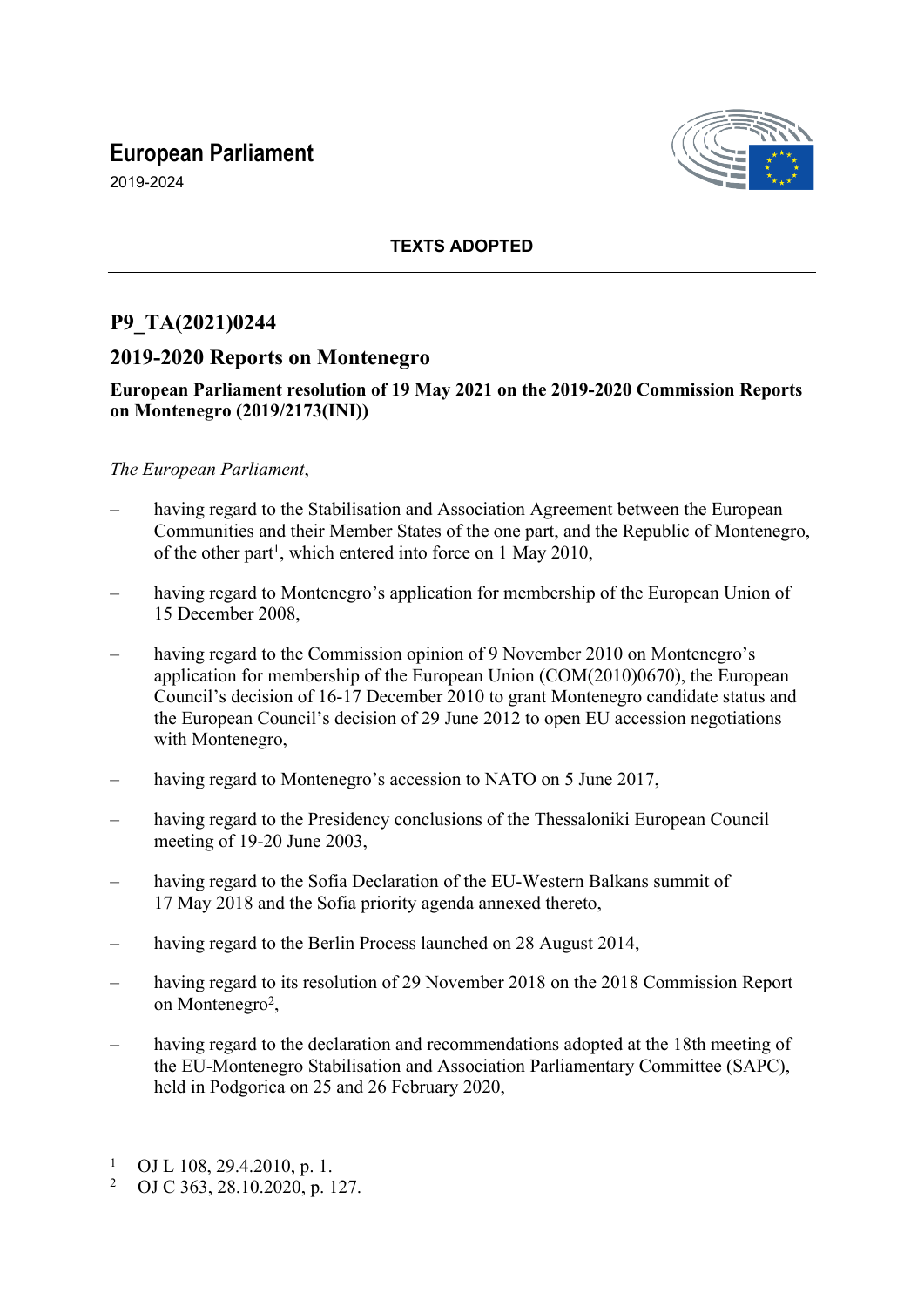# European Parliament

2019-2024

**TEXTS ADOPTED**

## P9_TA(2021)0244

## 2019-2020 Reports on Montenegro

**European Parliament resolution of 19 May 2021 on the 2019-2020 Commission Reports on Montenegro (2019/2173(INI))**

*The European Parliament*,

– having regard to the Stabilisation and Association Agreement between the European Communities and their Member States of the one part, and the Republic of Montenegro, of the other part[1], which entered into force on 1 May 2010,

– having regard to Montenegro's application for membership of the European Union of 15 December 2008,

– having regard to the Commission opinion of 9 November 2010 on Montenegro's application for membership of the European Union (COM(2010)0670), the European Council's decision of 16-17 December 2010 to grant Montenegro candidate status and the European Council's decision of 29 June 2012 to open EU accession negotiations with Montenegro,

– having regard to Montenegro's accession to NATO on 5 June 2017,

– having regard to the Presidency conclusions of the Thessaloniki European Council meeting of 19-20 June 2003,

– having regard to the Sofia Declaration of the EU-Western Balkans summit of 17 May 2018 and the Sofia priority agenda annexed thereto,

– having regard to the Berlin Process launched on 28 August 2014,

– having regard to its resolution of 29 November 2018 on the 2018 Commission Report on Montenegro[2],

– having regard to the declaration and recommendations adopted at the 18th meeting of the EU-Montenegro Stabilisation and Association Parliamentary Committee (SAPC), held in Podgorica on 25 and 26 February 2020,

---

[1] OJ L 108, 29.4.2010, p. 1.

[2] OJ C 363, 28.10.2020, p. 127.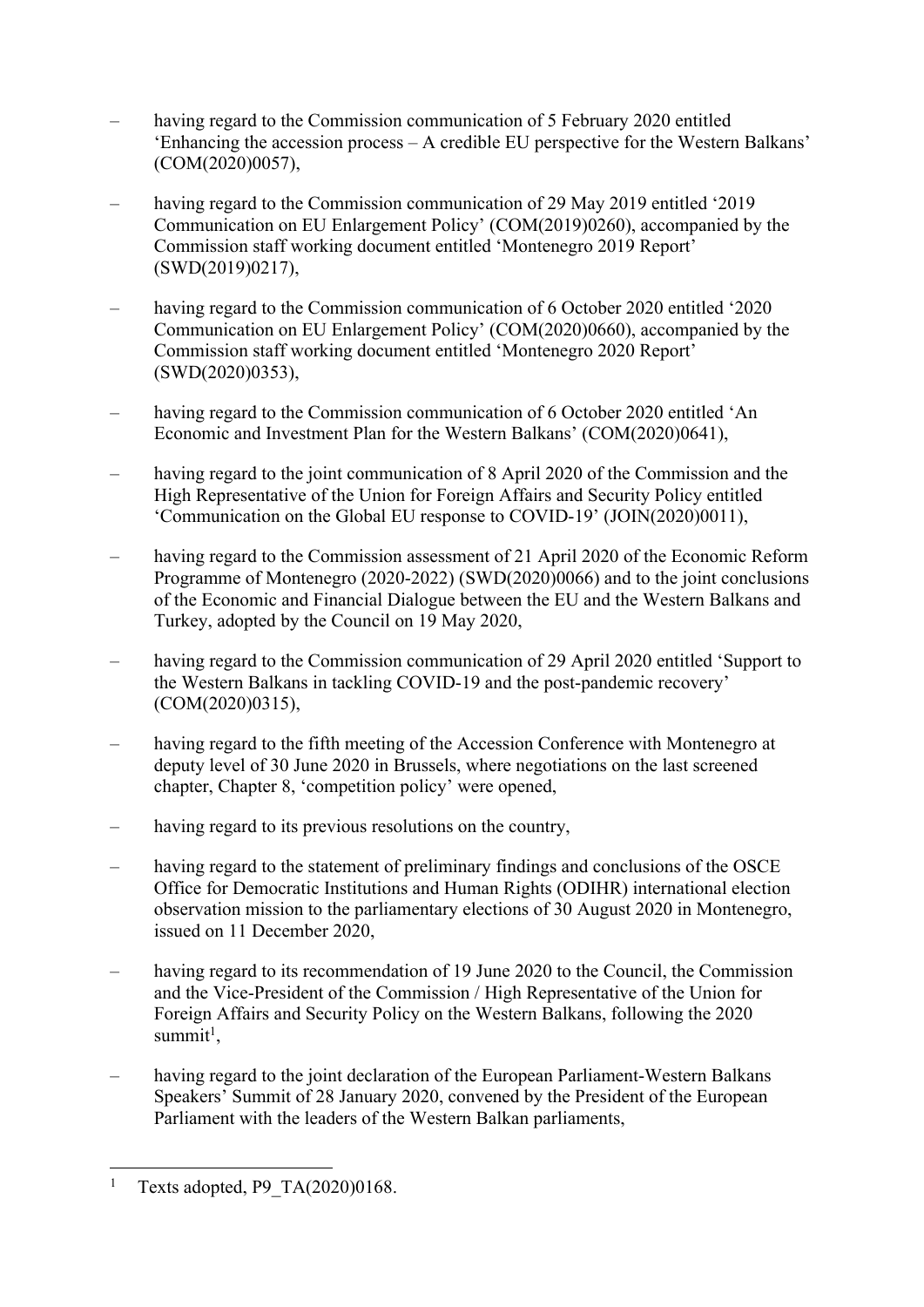– having regard to the Commission communication of 5 February 2020 entitled 'Enhancing the accession process – A credible EU perspective for the Western Balkans' (COM(2020)0057),

– having regard to the Commission communication of 29 May 2019 entitled '2019 Communication on EU Enlargement Policy' (COM(2019)0260), accompanied by the Commission staff working document entitled 'Montenegro 2019 Report' (SWD(2019)0217),

– having regard to the Commission communication of 6 October 2020 entitled '2020 Communication on EU Enlargement Policy' (COM(2020)0660), accompanied by the Commission staff working document entitled 'Montenegro 2020 Report' (SWD(2020)0353),

– having regard to the Commission communication of 6 October 2020 entitled 'An Economic and Investment Plan for the Western Balkans' (COM(2020)0641),

– having regard to the joint communication of 8 April 2020 of the Commission and the High Representative of the Union for Foreign Affairs and Security Policy entitled 'Communication on the Global EU response to COVID-19' (JOIN(2020)0011),

– having regard to the Commission assessment of 21 April 2020 of the Economic Reform Programme of Montenegro (2020-2022) (SWD(2020)0066) and to the joint conclusions of the Economic and Financial Dialogue between the EU and the Western Balkans and Turkey, adopted by the Council on 19 May 2020,

– having regard to the Commission communication of 29 April 2020 entitled 'Support to the Western Balkans in tackling COVID-19 and the post-pandemic recovery' (COM(2020)0315),

– having regard to the fifth meeting of the Accession Conference with Montenegro at deputy level of 30 June 2020 in Brussels, where negotiations on the last screened chapter, Chapter 8, 'competition policy' were opened,

– having regard to its previous resolutions on the country,

– having regard to the statement of preliminary findings and conclusions of the OSCE Office for Democratic Institutions and Human Rights (ODIHR) international election observation mission to the parliamentary elections of 30 August 2020 in Montenegro, issued on 11 December 2020,

– having regard to its recommendation of 19 June 2020 to the Council, the Commission and the Vice-President of the Commission / High Representative of the Union for Foreign Affairs and Security Policy on the Western Balkans, following the 2020 summit[1],

– having regard to the joint declaration of the European Parliament-Western Balkans Speakers' Summit of 28 January 2020, convened by the President of the European Parliament with the leaders of the Western Balkan parliaments,

[1] Texts adopted, P9_TA(2020)0168.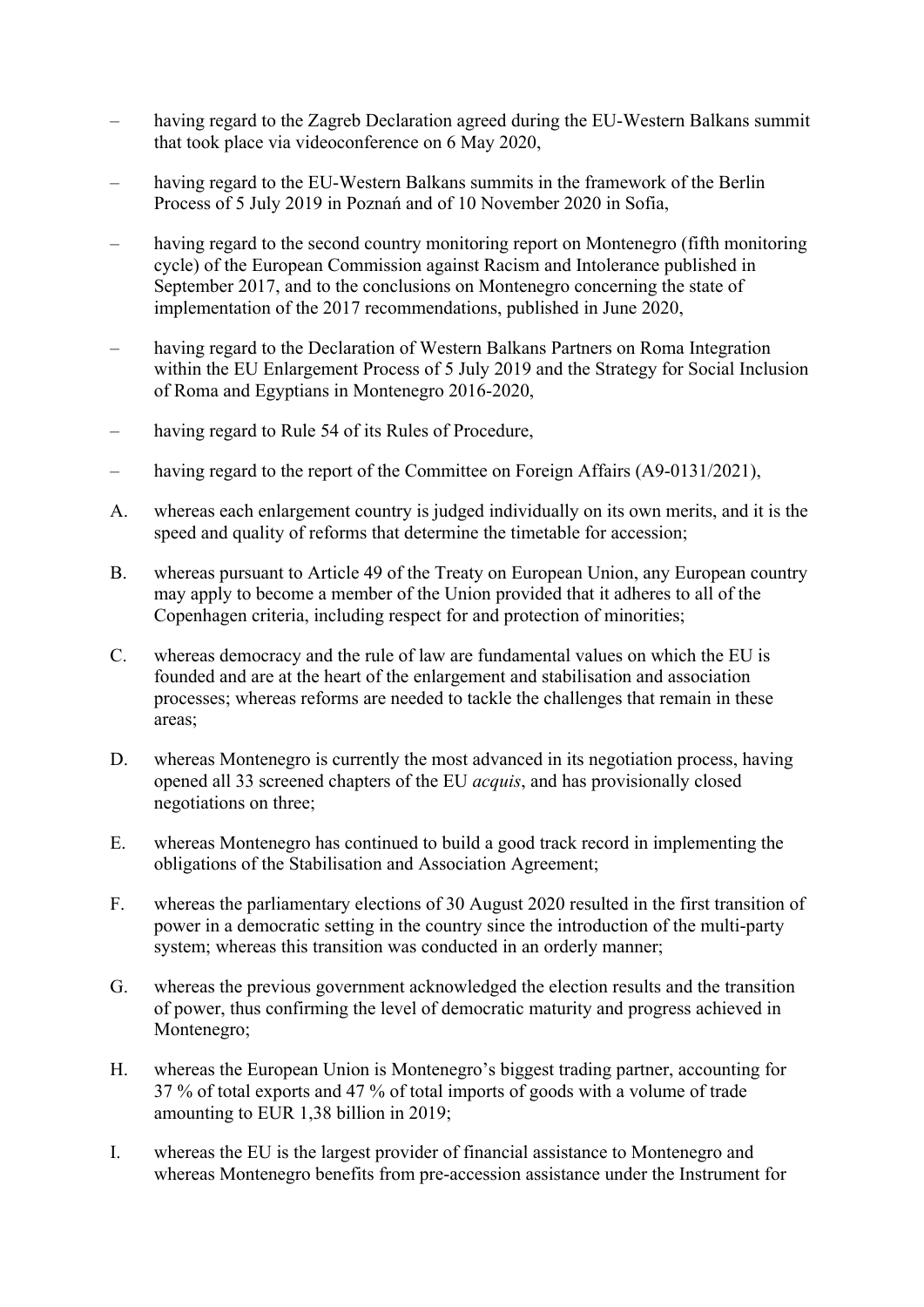– having regard to the Zagreb Declaration agreed during the EU-Western Balkans summit that took place via videoconference on 6 May 2020,

– having regard to the EU-Western Balkans summits in the framework of the Berlin Process of 5 July 2019 in Poznań and of 10 November 2020 in Sofia,

– having regard to the second country monitoring report on Montenegro (fifth monitoring cycle) of the European Commission against Racism and Intolerance published in September 2017, and to the conclusions on Montenegro concerning the state of implementation of the 2017 recommendations, published in June 2020,

– having regard to the Declaration of Western Balkans Partners on Roma Integration within the EU Enlargement Process of 5 July 2019 and the Strategy for Social Inclusion of Roma and Egyptians in Montenegro 2016-2020,

– having regard to Rule 54 of its Rules of Procedure,

– having regard to the report of the Committee on Foreign Affairs (A9-0131/2021),

A. whereas each enlargement country is judged individually on its own merits, and it is the speed and quality of reforms that determine the timetable for accession;

B. whereas pursuant to Article 49 of the Treaty on European Union, any European country may apply to become a member of the Union provided that it adheres to all of the Copenhagen criteria, including respect for and protection of minorities;

C. whereas democracy and the rule of law are fundamental values on which the EU is founded and are at the heart of the enlargement and stabilisation and association processes; whereas reforms are needed to tackle the challenges that remain in these areas;

D. whereas Montenegro is currently the most advanced in its negotiation process, having opened all 33 screened chapters of the EU *acquis*, and has provisionally closed negotiations on three;

E. whereas Montenegro has continued to build a good track record in implementing the obligations of the Stabilisation and Association Agreement;

F. whereas the parliamentary elections of 30 August 2020 resulted in the first transition of power in a democratic setting in the country since the introduction of the multi-party system; whereas this transition was conducted in an orderly manner;

G. whereas the previous government acknowledged the election results and the transition of power, thus confirming the level of democratic maturity and progress achieved in Montenegro;

H. whereas the European Union is Montenegro's biggest trading partner, accounting for 37 % of total exports and 47 % of total imports of goods with a volume of trade amounting to EUR 1,38 billion in 2019;

I. whereas the EU is the largest provider of financial assistance to Montenegro and whereas Montenegro benefits from pre-accession assistance under the Instrument for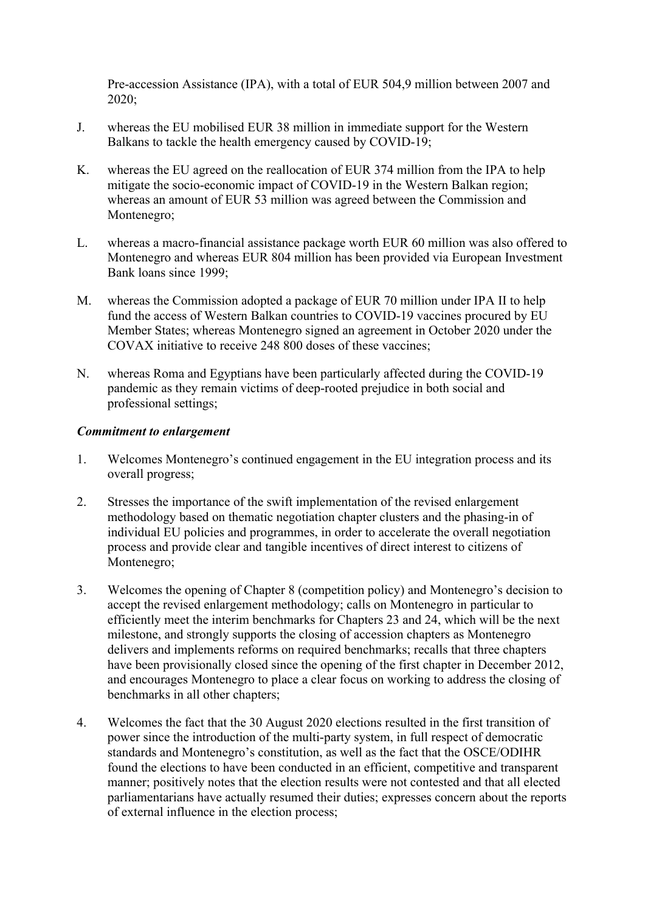Pre-accession Assistance (IPA), with a total of EUR 504,9 million between 2007 and 2020;

J. whereas the EU mobilised EUR 38 million in immediate support for the Western Balkans to tackle the health emergency caused by COVID-19;

K. whereas the EU agreed on the reallocation of EUR 374 million from the IPA to help mitigate the socio-economic impact of COVID-19 in the Western Balkan region; whereas an amount of EUR 53 million was agreed between the Commission and Montenegro;

L. whereas a macro-financial assistance package worth EUR 60 million was also offered to Montenegro and whereas EUR 804 million has been provided via European Investment Bank loans since 1999;

M. whereas the Commission adopted a package of EUR 70 million under IPA II to help fund the access of Western Balkan countries to COVID-19 vaccines procured by EU Member States; whereas Montenegro signed an agreement in October 2020 under the COVAX initiative to receive 248 800 doses of these vaccines;

N. whereas Roma and Egyptians have been particularly affected during the COVID-19 pandemic as they remain victims of deep-rooted prejudice in both social and professional settings;

***Commitment to enlargement***

1. Welcomes Montenegro's continued engagement in the EU integration process and its overall progress;

2. Stresses the importance of the swift implementation of the revised enlargement methodology based on thematic negotiation chapter clusters and the phasing-in of individual EU policies and programmes, in order to accelerate the overall negotiation process and provide clear and tangible incentives of direct interest to citizens of Montenegro;

3. Welcomes the opening of Chapter 8 (competition policy) and Montenegro's decision to accept the revised enlargement methodology; calls on Montenegro in particular to efficiently meet the interim benchmarks for Chapters 23 and 24, which will be the next milestone, and strongly supports the closing of accession chapters as Montenegro delivers and implements reforms on required benchmarks; recalls that three chapters have been provisionally closed since the opening of the first chapter in December 2012, and encourages Montenegro to place a clear focus on working to address the closing of benchmarks in all other chapters;

4. Welcomes the fact that the 30 August 2020 elections resulted in the first transition of power since the introduction of the multi-party system, in full respect of democratic standards and Montenegro's constitution, as well as the fact that the OSCE/ODIHR found the elections to have been conducted in an efficient, competitive and transparent manner; positively notes that the election results were not contested and that all elected parliamentarians have actually resumed their duties; expresses concern about the reports of external influence in the election process;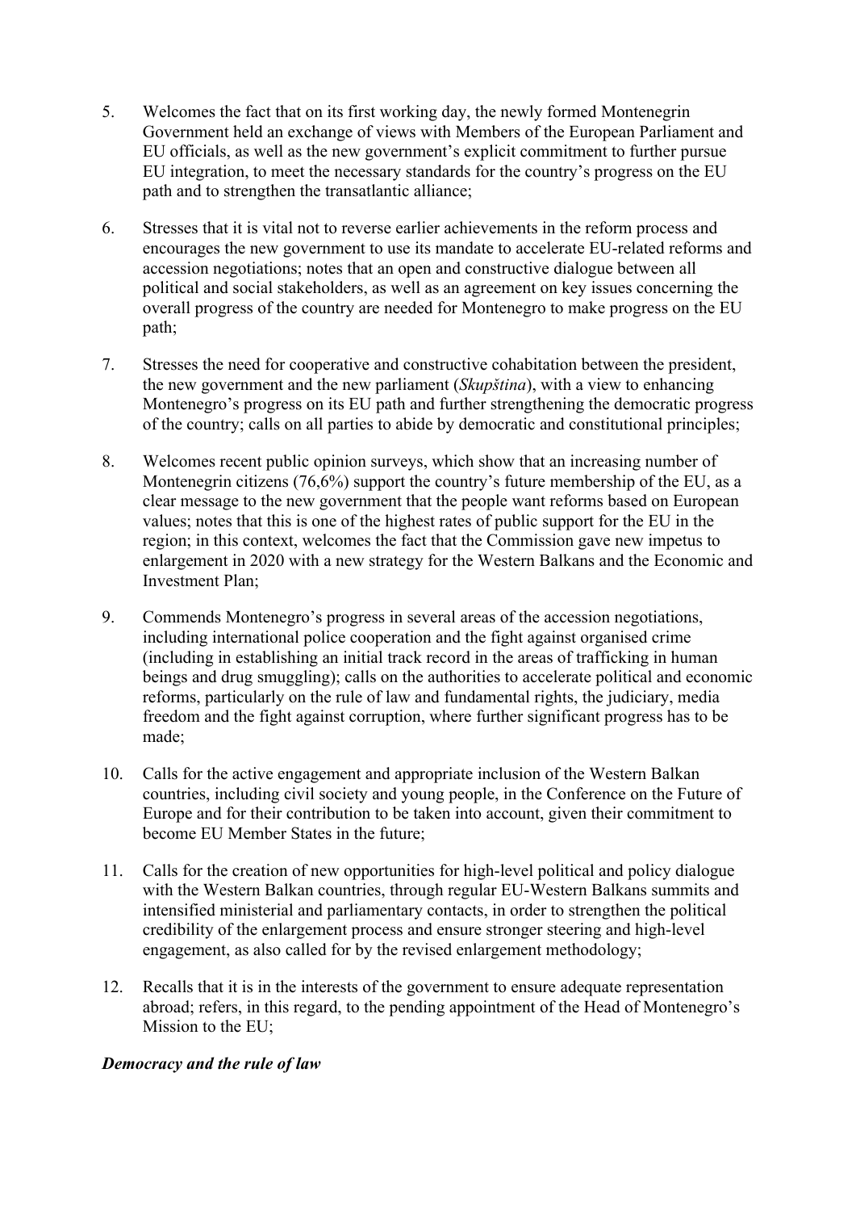5. Welcomes the fact that on its first working day, the newly formed Montenegrin Government held an exchange of views with Members of the European Parliament and EU officials, as well as the new government's explicit commitment to further pursue EU integration, to meet the necessary standards for the country's progress on the EU path and to strengthen the transatlantic alliance;

6. Stresses that it is vital not to reverse earlier achievements in the reform process and encourages the new government to use its mandate to accelerate EU-related reforms and accession negotiations; notes that an open and constructive dialogue between all political and social stakeholders, as well as an agreement on key issues concerning the overall progress of the country are needed for Montenegro to make progress on the EU path;

7. Stresses the need for cooperative and constructive cohabitation between the president, the new government and the new parliament (*Skupština*), with a view to enhancing Montenegro's progress on its EU path and further strengthening the democratic progress of the country; calls on all parties to abide by democratic and constitutional principles;

8. Welcomes recent public opinion surveys, which show that an increasing number of Montenegrin citizens (76,6%) support the country's future membership of the EU, as a clear message to the new government that the people want reforms based on European values; notes that this is one of the highest rates of public support for the EU in the region; in this context, welcomes the fact that the Commission gave new impetus to enlargement in 2020 with a new strategy for the Western Balkans and the Economic and Investment Plan;

9. Commends Montenegro's progress in several areas of the accession negotiations, including international police cooperation and the fight against organised crime (including in establishing an initial track record in the areas of trafficking in human beings and drug smuggling); calls on the authorities to accelerate political and economic reforms, particularly on the rule of law and fundamental rights, the judiciary, media freedom and the fight against corruption, where further significant progress has to be made;

10. Calls for the active engagement and appropriate inclusion of the Western Balkan countries, including civil society and young people, in the Conference on the Future of Europe and for their contribution to be taken into account, given their commitment to become EU Member States in the future;

11. Calls for the creation of new opportunities for high-level political and policy dialogue with the Western Balkan countries, through regular EU-Western Balkans summits and intensified ministerial and parliamentary contacts, in order to strengthen the political credibility of the enlargement process and ensure stronger steering and high-level engagement, as also called for by the revised enlargement methodology;

12. Recalls that it is in the interests of the government to ensure adequate representation abroad; refers, in this regard, to the pending appointment of the Head of Montenegro's Mission to the EU;

***Democracy and the rule of law***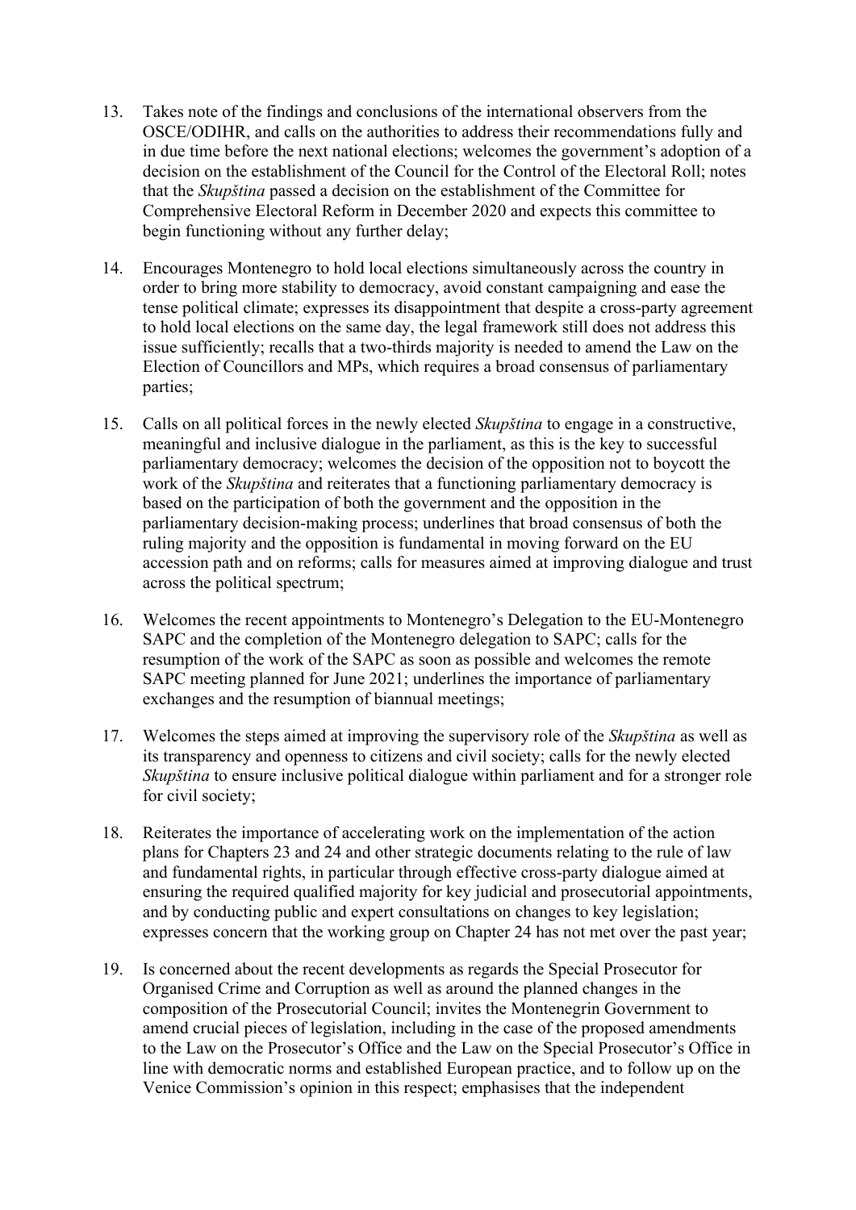13. Takes note of the findings and conclusions of the international observers from the OSCE/ODIHR, and calls on the authorities to address their recommendations fully and in due time before the next national elections; welcomes the government's adoption of a decision on the establishment of the Council for the Control of the Electoral Roll; notes that the *Skupština* passed a decision on the establishment of the Committee for Comprehensive Electoral Reform in December 2020 and expects this committee to begin functioning without any further delay;

14. Encourages Montenegro to hold local elections simultaneously across the country in order to bring more stability to democracy, avoid constant campaigning and ease the tense political climate; expresses its disappointment that despite a cross-party agreement to hold local elections on the same day, the legal framework still does not address this issue sufficiently; recalls that a two-thirds majority is needed to amend the Law on the Election of Councillors and MPs, which requires a broad consensus of parliamentary parties;

15. Calls on all political forces in the newly elected *Skupština* to engage in a constructive, meaningful and inclusive dialogue in the parliament, as this is the key to successful parliamentary democracy; welcomes the decision of the opposition not to boycott the work of the *Skupština* and reiterates that a functioning parliamentary democracy is based on the participation of both the government and the opposition in the parliamentary decision-making process; underlines that broad consensus of both the ruling majority and the opposition is fundamental in moving forward on the EU accession path and on reforms; calls for measures aimed at improving dialogue and trust across the political spectrum;

16. Welcomes the recent appointments to Montenegro's Delegation to the EU-Montenegro SAPC and the completion of the Montenegro delegation to SAPC; calls for the resumption of the work of the SAPC as soon as possible and welcomes the remote SAPC meeting planned for June 2021; underlines the importance of parliamentary exchanges and the resumption of biannual meetings;

17. Welcomes the steps aimed at improving the supervisory role of the *Skupština* as well as its transparency and openness to citizens and civil society; calls for the newly elected *Skupština* to ensure inclusive political dialogue within parliament and for a stronger role for civil society;

18. Reiterates the importance of accelerating work on the implementation of the action plans for Chapters 23 and 24 and other strategic documents relating to the rule of law and fundamental rights, in particular through effective cross-party dialogue aimed at ensuring the required qualified majority for key judicial and prosecutorial appointments, and by conducting public and expert consultations on changes to key legislation; expresses concern that the working group on Chapter 24 has not met over the past year;

19. Is concerned about the recent developments as regards the Special Prosecutor for Organised Crime and Corruption as well as around the planned changes in the composition of the Prosecutorial Council; invites the Montenegrin Government to amend crucial pieces of legislation, including in the case of the proposed amendments to the Law on the Prosecutor's Office and the Law on the Special Prosecutor's Office in line with democratic norms and established European practice, and to follow up on the Venice Commission's opinion in this respect; emphasises that the independent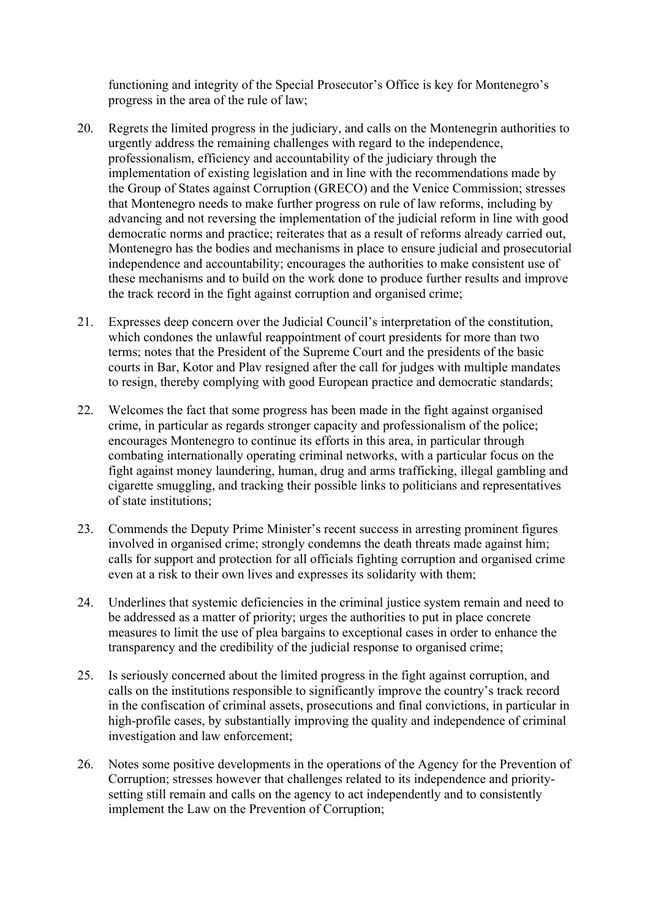functioning and integrity of the Special Prosecutor's Office is key for Montenegro's progress in the area of the rule of law;

20. Regrets the limited progress in the judiciary, and calls on the Montenegrin authorities to urgently address the remaining challenges with regard to the independence, professionalism, efficiency and accountability of the judiciary through the implementation of existing legislation and in line with the recommendations made by the Group of States against Corruption (GRECO) and the Venice Commission; stresses that Montenegro needs to make further progress on rule of law reforms, including by advancing and not reversing the implementation of the judicial reform in line with good democratic norms and practice; reiterates that as a result of reforms already carried out, Montenegro has the bodies and mechanisms in place to ensure judicial and prosecutorial independence and accountability; encourages the authorities to make consistent use of these mechanisms and to build on the work done to produce further results and improve the track record in the fight against corruption and organised crime;

21. Expresses deep concern over the Judicial Council's interpretation of the constitution, which condones the unlawful reappointment of court presidents for more than two terms; notes that the President of the Supreme Court and the presidents of the basic courts in Bar, Kotor and Plav resigned after the call for judges with multiple mandates to resign, thereby complying with good European practice and democratic standards;

22. Welcomes the fact that some progress has been made in the fight against organised crime, in particular as regards stronger capacity and professionalism of the police; encourages Montenegro to continue its efforts in this area, in particular through combating internationally operating criminal networks, with a particular focus on the fight against money laundering, human, drug and arms trafficking, illegal gambling and cigarette smuggling, and tracking their possible links to politicians and representatives of state institutions;

23. Commends the Deputy Prime Minister's recent success in arresting prominent figures involved in organised crime; strongly condemns the death threats made against him; calls for support and protection for all officials fighting corruption and organised crime even at a risk to their own lives and expresses its solidarity with them;

24. Underlines that systemic deficiencies in the criminal justice system remain and need to be addressed as a matter of priority; urges the authorities to put in place concrete measures to limit the use of plea bargains to exceptional cases in order to enhance the transparency and the credibility of the judicial response to organised crime;

25. Is seriously concerned about the limited progress in the fight against corruption, and calls on the institutions responsible to significantly improve the country's track record in the confiscation of criminal assets, prosecutions and final convictions, in particular in high-profile cases, by substantially improving the quality and independence of criminal investigation and law enforcement;

26. Notes some positive developments in the operations of the Agency for the Prevention of Corruption; stresses however that challenges related to its independence and priority-setting still remain and calls on the agency to act independently and to consistently implement the Law on the Prevention of Corruption;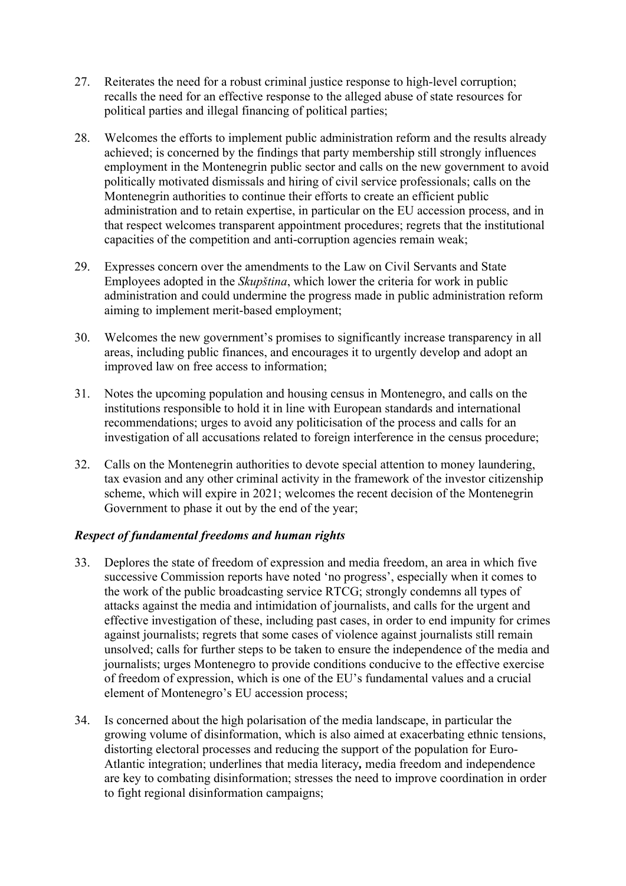27. Reiterates the need for a robust criminal justice response to high-level corruption; recalls the need for an effective response to the alleged abuse of state resources for political parties and illegal financing of political parties;

28. Welcomes the efforts to implement public administration reform and the results already achieved; is concerned by the findings that party membership still strongly influences employment in the Montenegrin public sector and calls on the new government to avoid politically motivated dismissals and hiring of civil service professionals; calls on the Montenegrin authorities to continue their efforts to create an efficient public administration and to retain expertise, in particular on the EU accession process, and in that respect welcomes transparent appointment procedures; regrets that the institutional capacities of the competition and anti-corruption agencies remain weak;

29. Expresses concern over the amendments to the Law on Civil Servants and State Employees adopted in the *Skupština*, which lower the criteria for work in public administration and could undermine the progress made in public administration reform aiming to implement merit-based employment;

30. Welcomes the new government's promises to significantly increase transparency in all areas, including public finances, and encourages it to urgently develop and adopt an improved law on free access to information;

31. Notes the upcoming population and housing census in Montenegro, and calls on the institutions responsible to hold it in line with European standards and international recommendations; urges to avoid any politicisation of the process and calls for an investigation of all accusations related to foreign interference in the census procedure;

32. Calls on the Montenegrin authorities to devote special attention to money laundering, tax evasion and any other criminal activity in the framework of the investor citizenship scheme, which will expire in 2021; welcomes the recent decision of the Montenegrin Government to phase it out by the end of the year;

### *Respect of fundamental freedoms and human rights*

33. Deplores the state of freedom of expression and media freedom, an area in which five successive Commission reports have noted 'no progress', especially when it comes to the work of the public broadcasting service RTCG; strongly condemns all types of attacks against the media and intimidation of journalists, and calls for the urgent and effective investigation of these, including past cases, in order to end impunity for crimes against journalists; regrets that some cases of violence against journalists still remain unsolved; calls for further steps to be taken to ensure the independence of the media and journalists; urges Montenegro to provide conditions conducive to the effective exercise of freedom of expression, which is one of the EU's fundamental values and a crucial element of Montenegro's EU accession process;

34. Is concerned about the high polarisation of the media landscape, in particular the growing volume of disinformation, which is also aimed at exacerbating ethnic tensions, distorting electoral processes and reducing the support of the population for Euro-Atlantic integration; underlines that media literacy**,** media freedom and independence are key to combating disinformation; stresses the need to improve coordination in order to fight regional disinformation campaigns;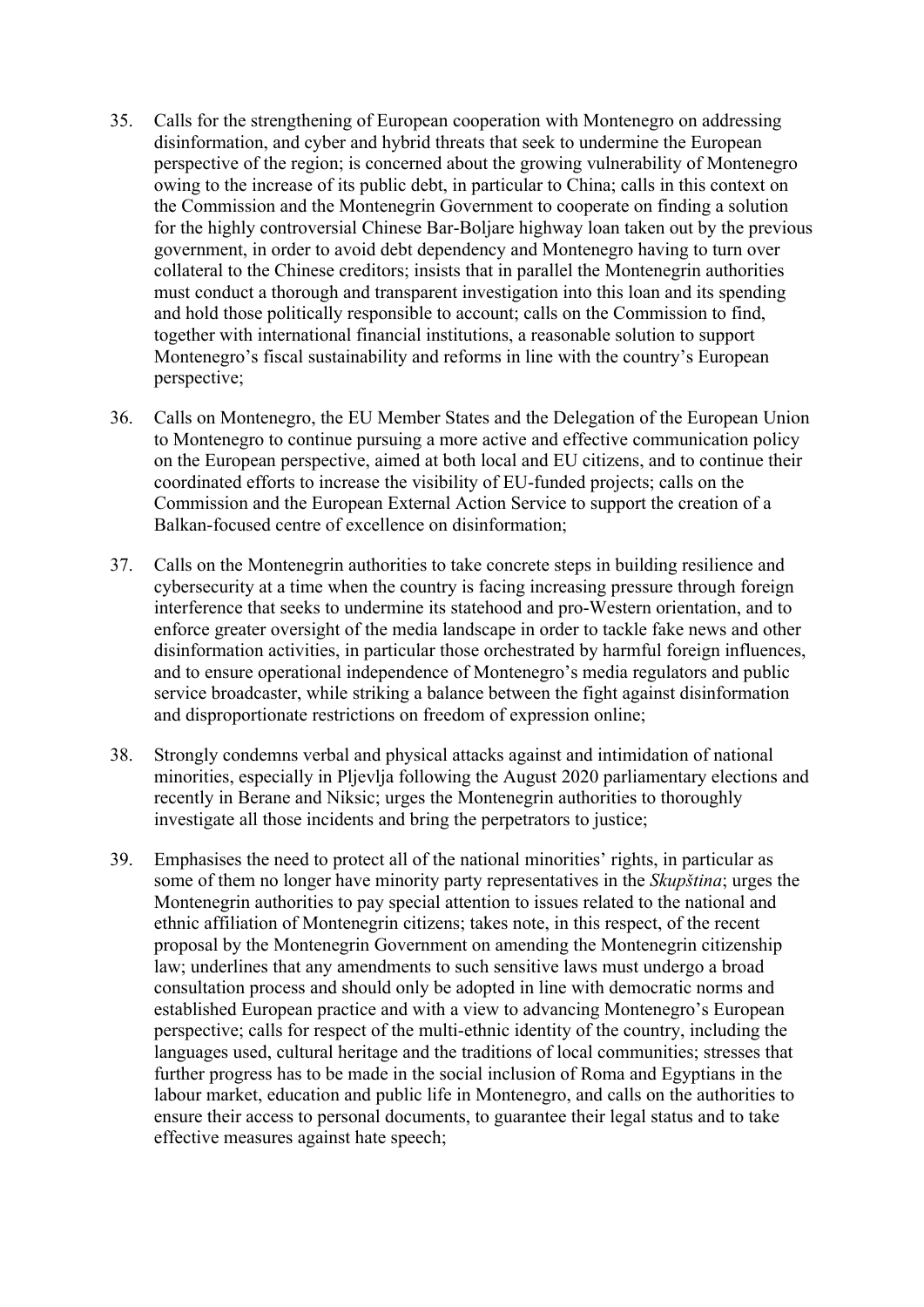35. Calls for the strengthening of European cooperation with Montenegro on addressing disinformation, and cyber and hybrid threats that seek to undermine the European perspective of the region; is concerned about the growing vulnerability of Montenegro owing to the increase of its public debt, in particular to China; calls in this context on the Commission and the Montenegrin Government to cooperate on finding a solution for the highly controversial Chinese Bar-Boljare highway loan taken out by the previous government, in order to avoid debt dependency and Montenegro having to turn over collateral to the Chinese creditors; insists that in parallel the Montenegrin authorities must conduct a thorough and transparent investigation into this loan and its spending and hold those politically responsible to account; calls on the Commission to find, together with international financial institutions, a reasonable solution to support Montenegro's fiscal sustainability and reforms in line with the country's European perspective;

36. Calls on Montenegro, the EU Member States and the Delegation of the European Union to Montenegro to continue pursuing a more active and effective communication policy on the European perspective, aimed at both local and EU citizens, and to continue their coordinated efforts to increase the visibility of EU-funded projects; calls on the Commission and the European External Action Service to support the creation of a Balkan-focused centre of excellence on disinformation;

37. Calls on the Montenegrin authorities to take concrete steps in building resilience and cybersecurity at a time when the country is facing increasing pressure through foreign interference that seeks to undermine its statehood and pro-Western orientation, and to enforce greater oversight of the media landscape in order to tackle fake news and other disinformation activities, in particular those orchestrated by harmful foreign influences, and to ensure operational independence of Montenegro's media regulators and public service broadcaster, while striking a balance between the fight against disinformation and disproportionate restrictions on freedom of expression online;

38. Strongly condemns verbal and physical attacks against and intimidation of national minorities, especially in Pljevlja following the August 2020 parliamentary elections and recently in Berane and Niksic; urges the Montenegrin authorities to thoroughly investigate all those incidents and bring the perpetrators to justice;

39. Emphasises the need to protect all of the national minorities' rights, in particular as some of them no longer have minority party representatives in the *Skupština*; urges the Montenegrin authorities to pay special attention to issues related to the national and ethnic affiliation of Montenegrin citizens; takes note, in this respect, of the recent proposal by the Montenegrin Government on amending the Montenegrin citizenship law; underlines that any amendments to such sensitive laws must undergo a broad consultation process and should only be adopted in line with democratic norms and established European practice and with a view to advancing Montenegro's European perspective; calls for respect of the multi-ethnic identity of the country, including the languages used, cultural heritage and the traditions of local communities; stresses that further progress has to be made in the social inclusion of Roma and Egyptians in the labour market, education and public life in Montenegro, and calls on the authorities to ensure their access to personal documents, to guarantee their legal status and to take effective measures against hate speech;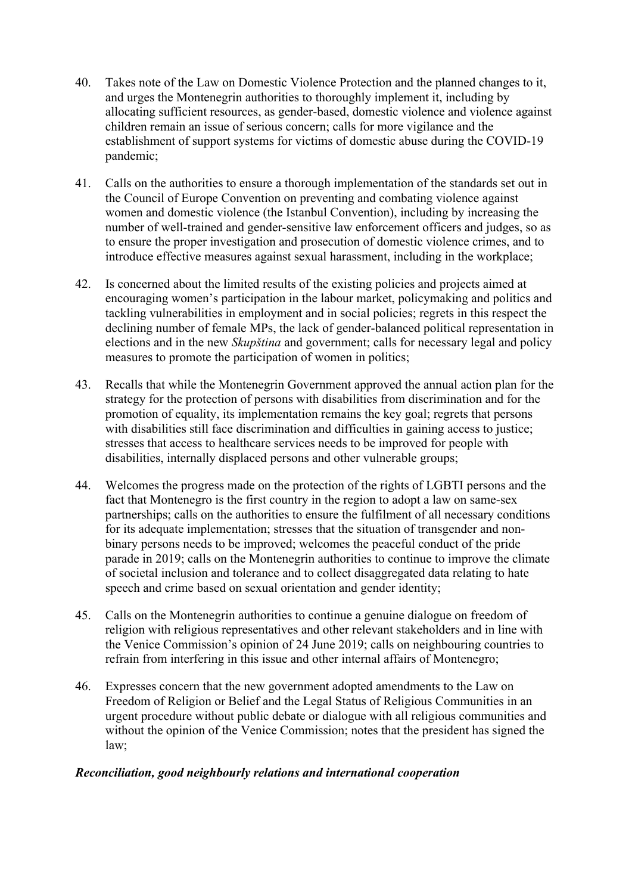40. Takes note of the Law on Domestic Violence Protection and the planned changes to it, and urges the Montenegrin authorities to thoroughly implement it, including by allocating sufficient resources, as gender-based, domestic violence and violence against children remain an issue of serious concern; calls for more vigilance and the establishment of support systems for victims of domestic abuse during the COVID-19 pandemic;

41. Calls on the authorities to ensure a thorough implementation of the standards set out in the Council of Europe Convention on preventing and combating violence against women and domestic violence (the Istanbul Convention), including by increasing the number of well-trained and gender-sensitive law enforcement officers and judges, so as to ensure the proper investigation and prosecution of domestic violence crimes, and to introduce effective measures against sexual harassment, including in the workplace;

42. Is concerned about the limited results of the existing policies and projects aimed at encouraging women's participation in the labour market, policymaking and politics and tackling vulnerabilities in employment and in social policies; regrets in this respect the declining number of female MPs, the lack of gender-balanced political representation in elections and in the new *Skupština* and government; calls for necessary legal and policy measures to promote the participation of women in politics;

43. Recalls that while the Montenegrin Government approved the annual action plan for the strategy for the protection of persons with disabilities from discrimination and for the promotion of equality, its implementation remains the key goal; regrets that persons with disabilities still face discrimination and difficulties in gaining access to justice; stresses that access to healthcare services needs to be improved for people with disabilities, internally displaced persons and other vulnerable groups;

44. Welcomes the progress made on the protection of the rights of LGBTI persons and the fact that Montenegro is the first country in the region to adopt a law on same-sex partnerships; calls on the authorities to ensure the fulfilment of all necessary conditions for its adequate implementation; stresses that the situation of transgender and non-binary persons needs to be improved; welcomes the peaceful conduct of the pride parade in 2019; calls on the Montenegrin authorities to continue to improve the climate of societal inclusion and tolerance and to collect disaggregated data relating to hate speech and crime based on sexual orientation and gender identity;

45. Calls on the Montenegrin authorities to continue a genuine dialogue on freedom of religion with religious representatives and other relevant stakeholders and in line with the Venice Commission's opinion of 24 June 2019; calls on neighbouring countries to refrain from interfering in this issue and other internal affairs of Montenegro;

46. Expresses concern that the new government adopted amendments to the Law on Freedom of Religion or Belief and the Legal Status of Religious Communities in an urgent procedure without public debate or dialogue with all religious communities and without the opinion of the Venice Commission; notes that the president has signed the law;

***Reconciliation, good neighbourly relations and international cooperation***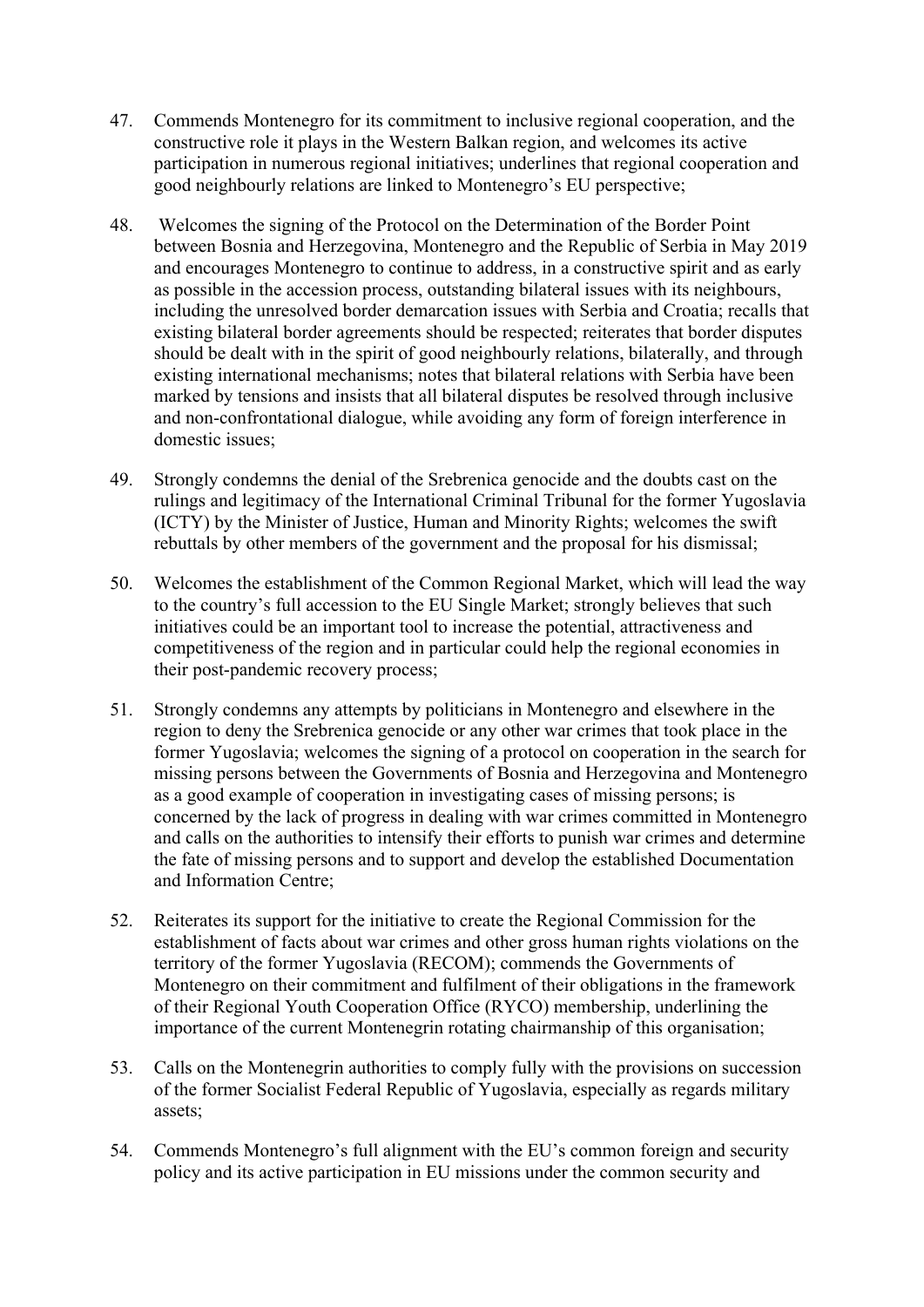47. Commends Montenegro for its commitment to inclusive regional cooperation, and the constructive role it plays in the Western Balkan region, and welcomes its active participation in numerous regional initiatives; underlines that regional cooperation and good neighbourly relations are linked to Montenegro's EU perspective;

48. Welcomes the signing of the Protocol on the Determination of the Border Point between Bosnia and Herzegovina, Montenegro and the Republic of Serbia in May 2019 and encourages Montenegro to continue to address, in a constructive spirit and as early as possible in the accession process, outstanding bilateral issues with its neighbours, including the unresolved border demarcation issues with Serbia and Croatia; recalls that existing bilateral border agreements should be respected; reiterates that border disputes should be dealt with in the spirit of good neighbourly relations, bilaterally, and through existing international mechanisms; notes that bilateral relations with Serbia have been marked by tensions and insists that all bilateral disputes be resolved through inclusive and non-confrontational dialogue, while avoiding any form of foreign interference in domestic issues;

49. Strongly condemns the denial of the Srebrenica genocide and the doubts cast on the rulings and legitimacy of the International Criminal Tribunal for the former Yugoslavia (ICTY) by the Minister of Justice, Human and Minority Rights; welcomes the swift rebuttals by other members of the government and the proposal for his dismissal;

50. Welcomes the establishment of the Common Regional Market, which will lead the way to the country's full accession to the EU Single Market; strongly believes that such initiatives could be an important tool to increase the potential, attractiveness and competitiveness of the region and in particular could help the regional economies in their post-pandemic recovery process;

51. Strongly condemns any attempts by politicians in Montenegro and elsewhere in the region to deny the Srebrenica genocide or any other war crimes that took place in the former Yugoslavia; welcomes the signing of a protocol on cooperation in the search for missing persons between the Governments of Bosnia and Herzegovina and Montenegro as a good example of cooperation in investigating cases of missing persons; is concerned by the lack of progress in dealing with war crimes committed in Montenegro and calls on the authorities to intensify their efforts to punish war crimes and determine the fate of missing persons and to support and develop the established Documentation and Information Centre;

52. Reiterates its support for the initiative to create the Regional Commission for the establishment of facts about war crimes and other gross human rights violations on the territory of the former Yugoslavia (RECOM); commends the Governments of Montenegro on their commitment and fulfilment of their obligations in the framework of their Regional Youth Cooperation Office (RYCO) membership, underlining the importance of the current Montenegrin rotating chairmanship of this organisation;

53. Calls on the Montenegrin authorities to comply fully with the provisions on succession of the former Socialist Federal Republic of Yugoslavia, especially as regards military assets;

54. Commends Montenegro's full alignment with the EU's common foreign and security policy and its active participation in EU missions under the common security and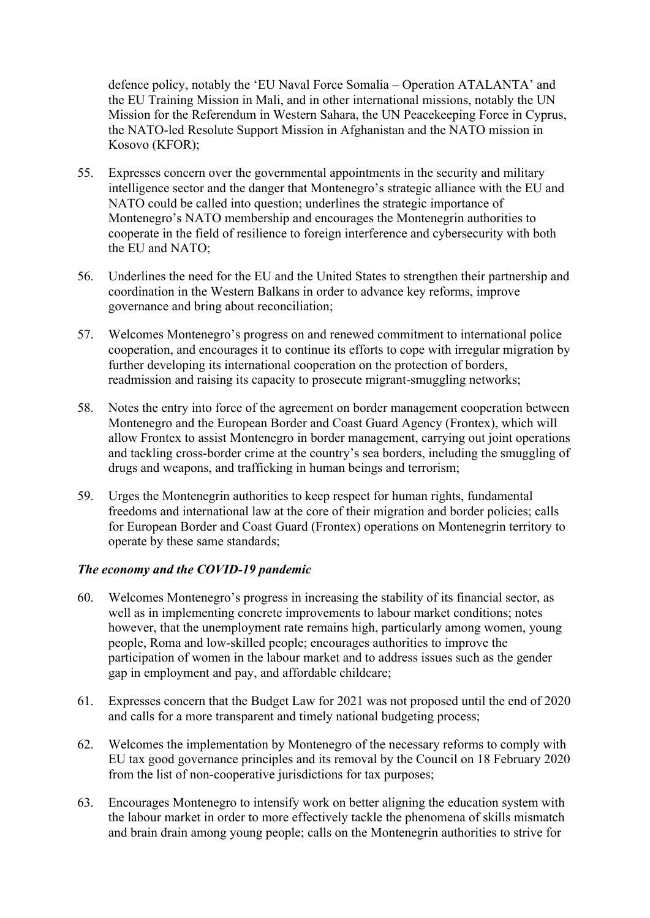defence policy, notably the 'EU Naval Force Somalia – Operation ATALANTA' and the EU Training Mission in Mali, and in other international missions, notably the UN Mission for the Referendum in Western Sahara, the UN Peacekeeping Force in Cyprus, the NATO-led Resolute Support Mission in Afghanistan and the NATO mission in Kosovo (KFOR);

55. Expresses concern over the governmental appointments in the security and military intelligence sector and the danger that Montenegro's strategic alliance with the EU and NATO could be called into question; underlines the strategic importance of Montenegro's NATO membership and encourages the Montenegrin authorities to cooperate in the field of resilience to foreign interference and cybersecurity with both the EU and NATO;

56. Underlines the need for the EU and the United States to strengthen their partnership and coordination in the Western Balkans in order to advance key reforms, improve governance and bring about reconciliation;

57. Welcomes Montenegro's progress on and renewed commitment to international police cooperation, and encourages it to continue its efforts to cope with irregular migration by further developing its international cooperation on the protection of borders, readmission and raising its capacity to prosecute migrant-smuggling networks;

58. Notes the entry into force of the agreement on border management cooperation between Montenegro and the European Border and Coast Guard Agency (Frontex), which will allow Frontex to assist Montenegro in border management, carrying out joint operations and tackling cross-border crime at the country's sea borders, including the smuggling of drugs and weapons, and trafficking in human beings and terrorism;

59. Urges the Montenegrin authorities to keep respect for human rights, fundamental freedoms and international law at the core of their migration and border policies; calls for European Border and Coast Guard (Frontex) operations on Montenegrin territory to operate by these same standards;

***The economy and the COVID-19 pandemic***

60. Welcomes Montenegro's progress in increasing the stability of its financial sector, as well as in implementing concrete improvements to labour market conditions; notes however, that the unemployment rate remains high, particularly among women, young people, Roma and low-skilled people; encourages authorities to improve the participation of women in the labour market and to address issues such as the gender gap in employment and pay, and affordable childcare;

61. Expresses concern that the Budget Law for 2021 was not proposed until the end of 2020 and calls for a more transparent and timely national budgeting process;

62. Welcomes the implementation by Montenegro of the necessary reforms to comply with EU tax good governance principles and its removal by the Council on 18 February 2020 from the list of non-cooperative jurisdictions for tax purposes;

63. Encourages Montenegro to intensify work on better aligning the education system with the labour market in order to more effectively tackle the phenomena of skills mismatch and brain drain among young people; calls on the Montenegrin authorities to strive for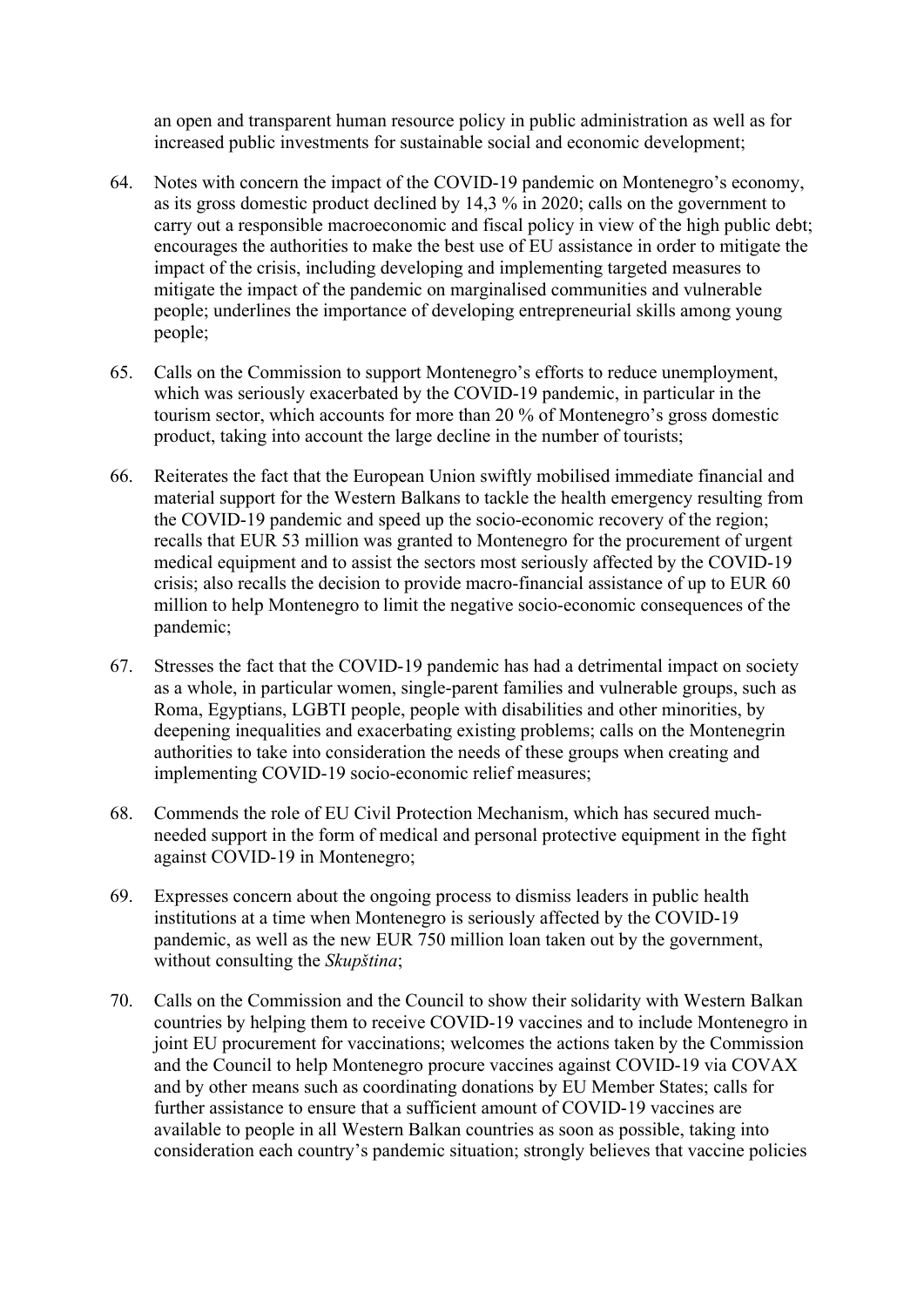an open and transparent human resource policy in public administration as well as for increased public investments for sustainable social and economic development;

64. Notes with concern the impact of the COVID-19 pandemic on Montenegro's economy, as its gross domestic product declined by 14,3 % in 2020; calls on the government to carry out a responsible macroeconomic and fiscal policy in view of the high public debt; encourages the authorities to make the best use of EU assistance in order to mitigate the impact of the crisis, including developing and implementing targeted measures to mitigate the impact of the pandemic on marginalised communities and vulnerable people; underlines the importance of developing entrepreneurial skills among young people;

65. Calls on the Commission to support Montenegro's efforts to reduce unemployment, which was seriously exacerbated by the COVID-19 pandemic, in particular in the tourism sector, which accounts for more than 20 % of Montenegro's gross domestic product, taking into account the large decline in the number of tourists;

66. Reiterates the fact that the European Union swiftly mobilised immediate financial and material support for the Western Balkans to tackle the health emergency resulting from the COVID-19 pandemic and speed up the socio-economic recovery of the region; recalls that EUR 53 million was granted to Montenegro for the procurement of urgent medical equipment and to assist the sectors most seriously affected by the COVID-19 crisis; also recalls the decision to provide macro-financial assistance of up to EUR 60 million to help Montenegro to limit the negative socio-economic consequences of the pandemic;

67. Stresses the fact that the COVID-19 pandemic has had a detrimental impact on society as a whole, in particular women, single-parent families and vulnerable groups, such as Roma, Egyptians, LGBTI people, people with disabilities and other minorities, by deepening inequalities and exacerbating existing problems; calls on the Montenegrin authorities to take into consideration the needs of these groups when creating and implementing COVID-19 socio-economic relief measures;

68. Commends the role of EU Civil Protection Mechanism, which has secured much-needed support in the form of medical and personal protective equipment in the fight against COVID-19 in Montenegro;

69. Expresses concern about the ongoing process to dismiss leaders in public health institutions at a time when Montenegro is seriously affected by the COVID-19 pandemic, as well as the new EUR 750 million loan taken out by the government, without consulting the *Skupština*;

70. Calls on the Commission and the Council to show their solidarity with Western Balkan countries by helping them to receive COVID-19 vaccines and to include Montenegro in joint EU procurement for vaccinations; welcomes the actions taken by the Commission and the Council to help Montenegro procure vaccines against COVID-19 via COVAX and by other means such as coordinating donations by EU Member States; calls for further assistance to ensure that a sufficient amount of COVID-19 vaccines are available to people in all Western Balkan countries as soon as possible, taking into consideration each country's pandemic situation; strongly believes that vaccine policies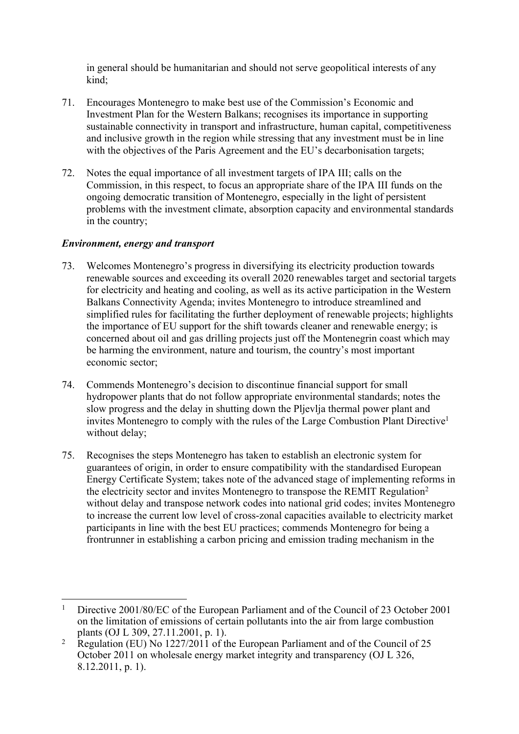in general should be humanitarian and should not serve geopolitical interests of any kind;

71. Encourages Montenegro to make best use of the Commission's Economic and Investment Plan for the Western Balkans; recognises its importance in supporting sustainable connectivity in transport and infrastructure, human capital, competitiveness and inclusive growth in the region while stressing that any investment must be in line with the objectives of the Paris Agreement and the EU's decarbonisation targets;

72. Notes the equal importance of all investment targets of IPA III; calls on the Commission, in this respect, to focus an appropriate share of the IPA III funds on the ongoing democratic transition of Montenegro, especially in the light of persistent problems with the investment climate, absorption capacity and environmental standards in the country;

### *Environment, energy and transport*

73. Welcomes Montenegro's progress in diversifying its electricity production towards renewable sources and exceeding its overall 2020 renewables target and sectorial targets for electricity and heating and cooling, as well as its active participation in the Western Balkans Connectivity Agenda; invites Montenegro to introduce streamlined and simplified rules for facilitating the further deployment of renewable projects; highlights the importance of EU support for the shift towards cleaner and renewable energy; is concerned about oil and gas drilling projects just off the Montenegrin coast which may be harming the environment, nature and tourism, the country's most important economic sector;

74. Commends Montenegro's decision to discontinue financial support for small hydropower plants that do not follow appropriate environmental standards; notes the slow progress and the delay in shutting down the Pljevlja thermal power plant and invites Montenegro to comply with the rules of the Large Combustion Plant Directive[1] without delay;

75. Recognises the steps Montenegro has taken to establish an electronic system for guarantees of origin, in order to ensure compatibility with the standardised European Energy Certificate System; takes note of the advanced stage of implementing reforms in the electricity sector and invites Montenegro to transpose the REMIT Regulation[2] without delay and transpose network codes into national grid codes; invites Montenegro to increase the current low level of cross-zonal capacities available to electricity market participants in line with the best EU practices; commends Montenegro for being a frontrunner in establishing a carbon pricing and emission trading mechanism in the

---

[1] Directive 2001/80/EC of the European Parliament and of the Council of 23 October 2001 on the limitation of emissions of certain pollutants into the air from large combustion plants (OJ L 309, 27.11.2001, p. 1).

[2] Regulation (EU) No 1227/2011 of the European Parliament and of the Council of 25 October 2011 on wholesale energy market integrity and transparency (OJ L 326, 8.12.2011, p. 1).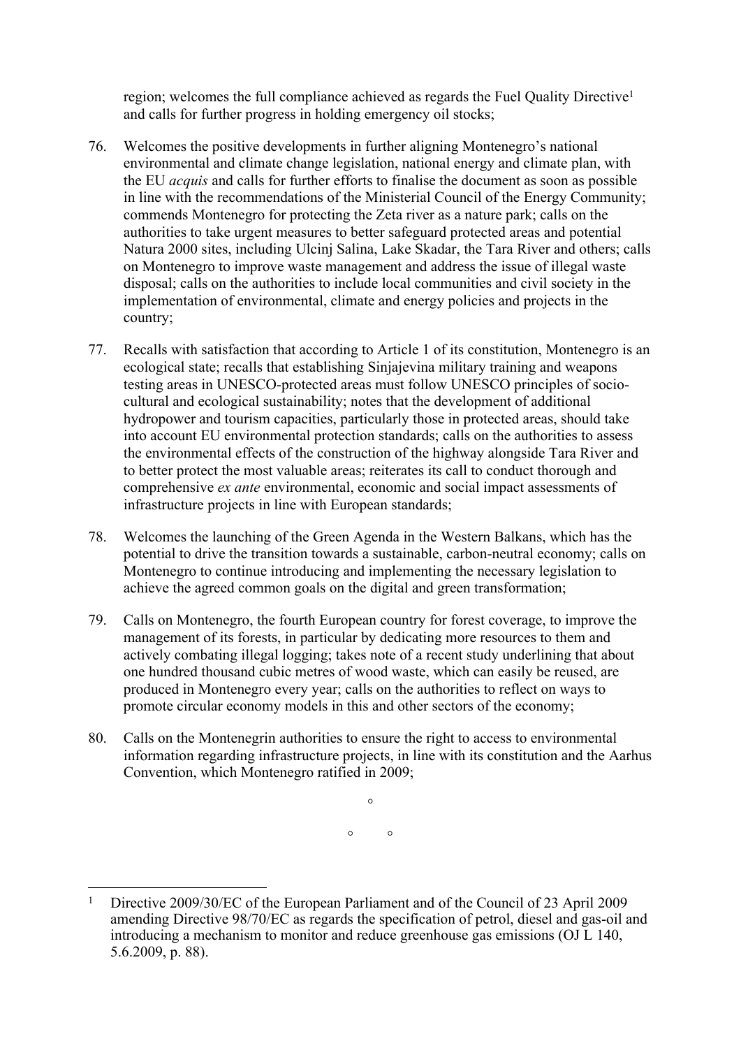region; welcomes the full compliance achieved as regards the Fuel Quality Directive[1] and calls for further progress in holding emergency oil stocks;

76. Welcomes the positive developments in further aligning Montenegro's national environmental and climate change legislation, national energy and climate plan, with the EU *acquis* and calls for further efforts to finalise the document as soon as possible in line with the recommendations of the Ministerial Council of the Energy Community; commends Montenegro for protecting the Zeta river as a nature park; calls on the authorities to take urgent measures to better safeguard protected areas and potential Natura 2000 sites, including Ulcinj Salina, Lake Skadar, the Tara River and others; calls on Montenegro to improve waste management and address the issue of illegal waste disposal; calls on the authorities to include local communities and civil society in the implementation of environmental, climate and energy policies and projects in the country;

77. Recalls with satisfaction that according to Article 1 of its constitution, Montenegro is an ecological state; recalls that establishing Sinjajevina military training and weapons testing areas in UNESCO-protected areas must follow UNESCO principles of socio-cultural and ecological sustainability; notes that the development of additional hydropower and tourism capacities, particularly those in protected areas, should take into account EU environmental protection standards; calls on the authorities to assess the environmental effects of the construction of the highway alongside Tara River and to better protect the most valuable areas; reiterates its call to conduct thorough and comprehensive *ex ante* environmental, economic and social impact assessments of infrastructure projects in line with European standards;

78. Welcomes the launching of the Green Agenda in the Western Balkans, which has the potential to drive the transition towards a sustainable, carbon-neutral economy; calls on Montenegro to continue introducing and implementing the necessary legislation to achieve the agreed common goals on the digital and green transformation;

79. Calls on Montenegro, the fourth European country for forest coverage, to improve the management of its forests, in particular by dedicating more resources to them and actively combating illegal logging; takes note of a recent study underlining that about one hundred thousand cubic metres of wood waste, which can easily be reused, are produced in Montenegro every year; calls on the authorities to reflect on ways to promote circular economy models in this and other sectors of the economy;

80. Calls on the Montenegrin authorities to ensure the right to access to environmental information regarding infrastructure projects, in line with its constitution and the Aarhus Convention, which Montenegro ratified in 2009;

°

° °

---

[1] Directive 2009/30/EC of the European Parliament and of the Council of 23 April 2009 amending Directive 98/70/EC as regards the specification of petrol, diesel and gas-oil and introducing a mechanism to monitor and reduce greenhouse gas emissions (OJ L 140, 5.6.2009, p. 88).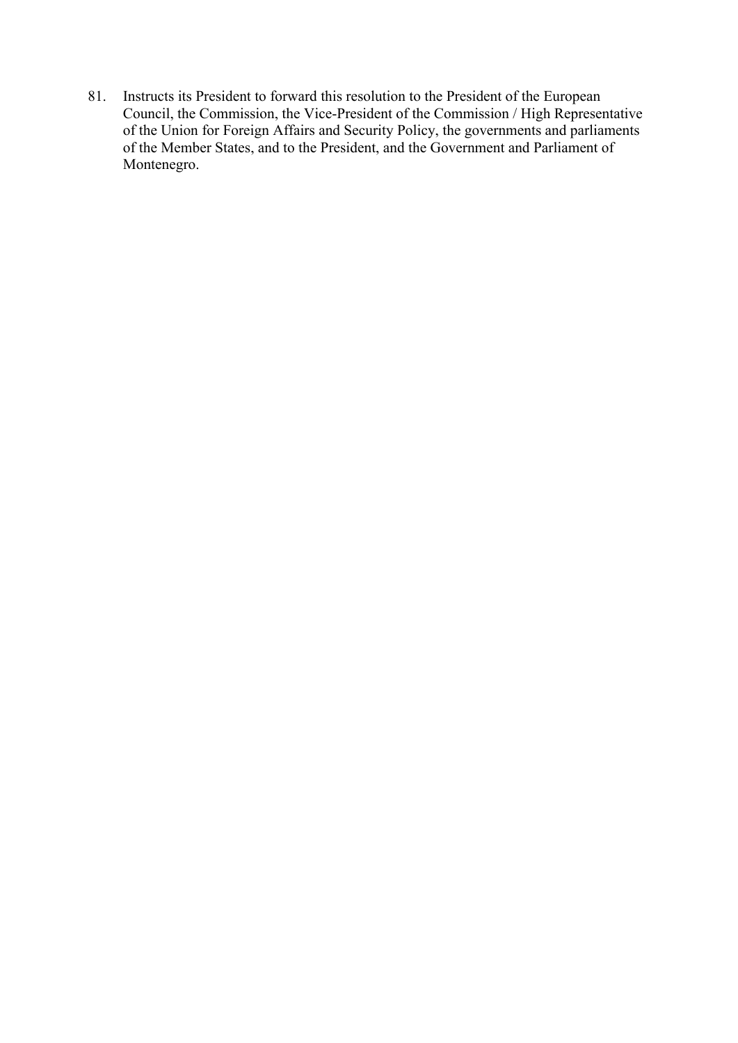81. Instructs its President to forward this resolution to the President of the European Council, the Commission, the Vice-President of the Commission / High Representative of the Union for Foreign Affairs and Security Policy, the governments and parliaments of the Member States, and to the President, and the Government and Parliament of Montenegro.